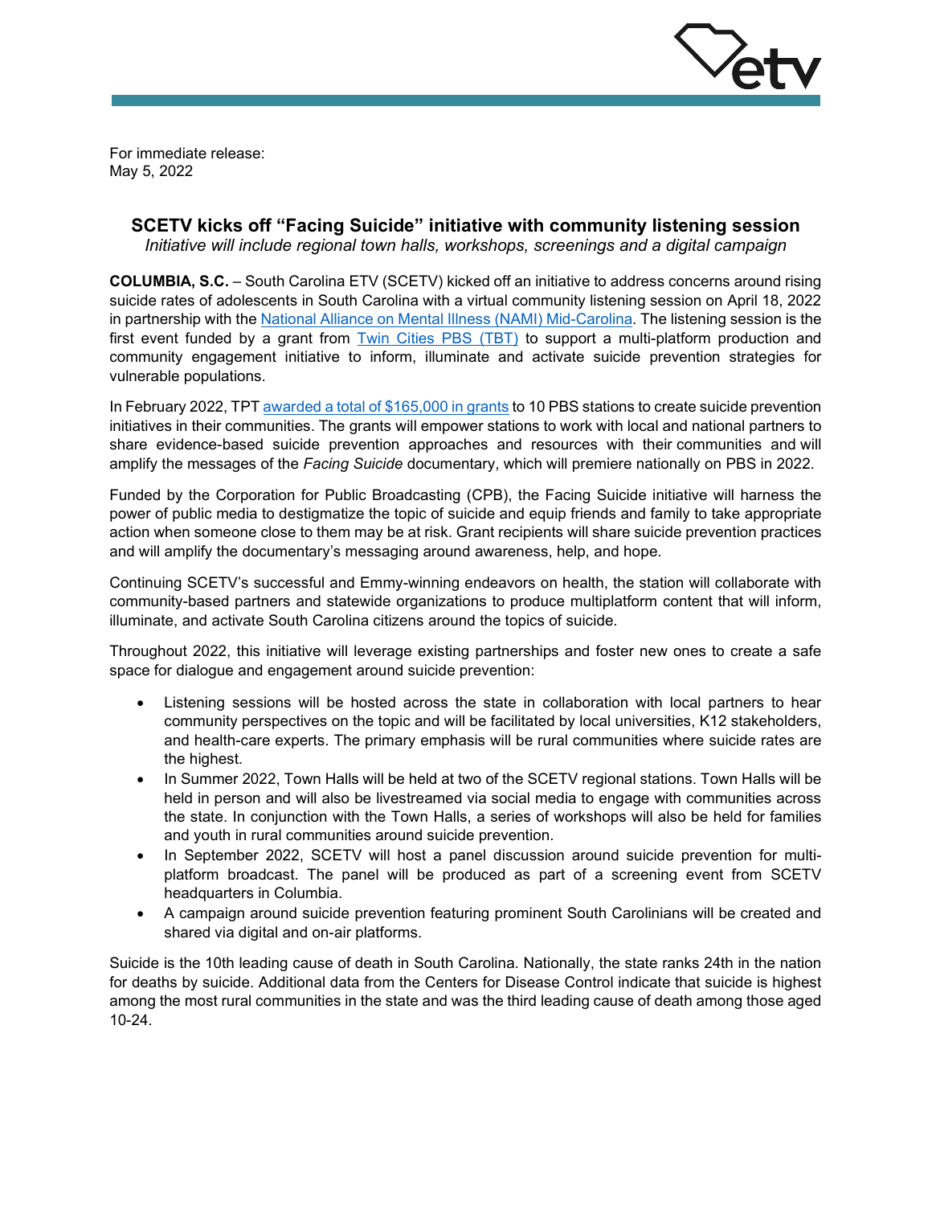For immediate release:
May 5, 2022

# SCETV kicks off "Facing Suicide" initiative with community listening session

*Initiative will include regional town halls, workshops, screenings and a digital campaign*

**COLUMBIA, S.C.** – South Carolina ETV (SCETV) kicked off an initiative to address concerns around rising suicide rates of adolescents in South Carolina with a virtual community listening session on April 18, 2022 in partnership with the National Alliance on Mental Illness (NAMI) Mid-Carolina. The listening session is the first event funded by a grant from Twin Cities PBS (TBT) to support a multi-platform production and community engagement initiative to inform, illuminate and activate suicide prevention strategies for vulnerable populations.

In February 2022, TPT awarded a total of $165,000 in grants to 10 PBS stations to create suicide prevention initiatives in their communities. The grants will empower stations to work with local and national partners to share evidence-based suicide prevention approaches and resources with their communities and will amplify the messages of the *Facing Suicide* documentary, which will premiere nationally on PBS in 2022.

Funded by the Corporation for Public Broadcasting (CPB), the Facing Suicide initiative will harness the power of public media to destigmatize the topic of suicide and equip friends and family to take appropriate action when someone close to them may be at risk. Grant recipients will share suicide prevention practices and will amplify the documentary's messaging around awareness, help, and hope.

Continuing SCETV's successful and Emmy-winning endeavors on health, the station will collaborate with community-based partners and statewide organizations to produce multiplatform content that will inform, illuminate, and activate South Carolina citizens around the topics of suicide.

Throughout 2022, this initiative will leverage existing partnerships and foster new ones to create a safe space for dialogue and engagement around suicide prevention:

- Listening sessions will be hosted across the state in collaboration with local partners to hear community perspectives on the topic and will be facilitated by local universities, K12 stakeholders, and health-care experts. The primary emphasis will be rural communities where suicide rates are the highest.
- In Summer 2022, Town Halls will be held at two of the SCETV regional stations. Town Halls will be held in person and will also be livestreamed via social media to engage with communities across the state. In conjunction with the Town Halls, a series of workshops will also be held for families and youth in rural communities around suicide prevention.
- In September 2022, SCETV will host a panel discussion around suicide prevention for multi-platform broadcast. The panel will be produced as part of a screening event from SCETV headquarters in Columbia.
- A campaign around suicide prevention featuring prominent South Carolinians will be created and shared via digital and on-air platforms.

Suicide is the 10th leading cause of death in South Carolina. Nationally, the state ranks 24th in the nation for deaths by suicide. Additional data from the Centers for Disease Control indicate that suicide is highest among the most rural communities in the state and was the third leading cause of death among those aged 10-24.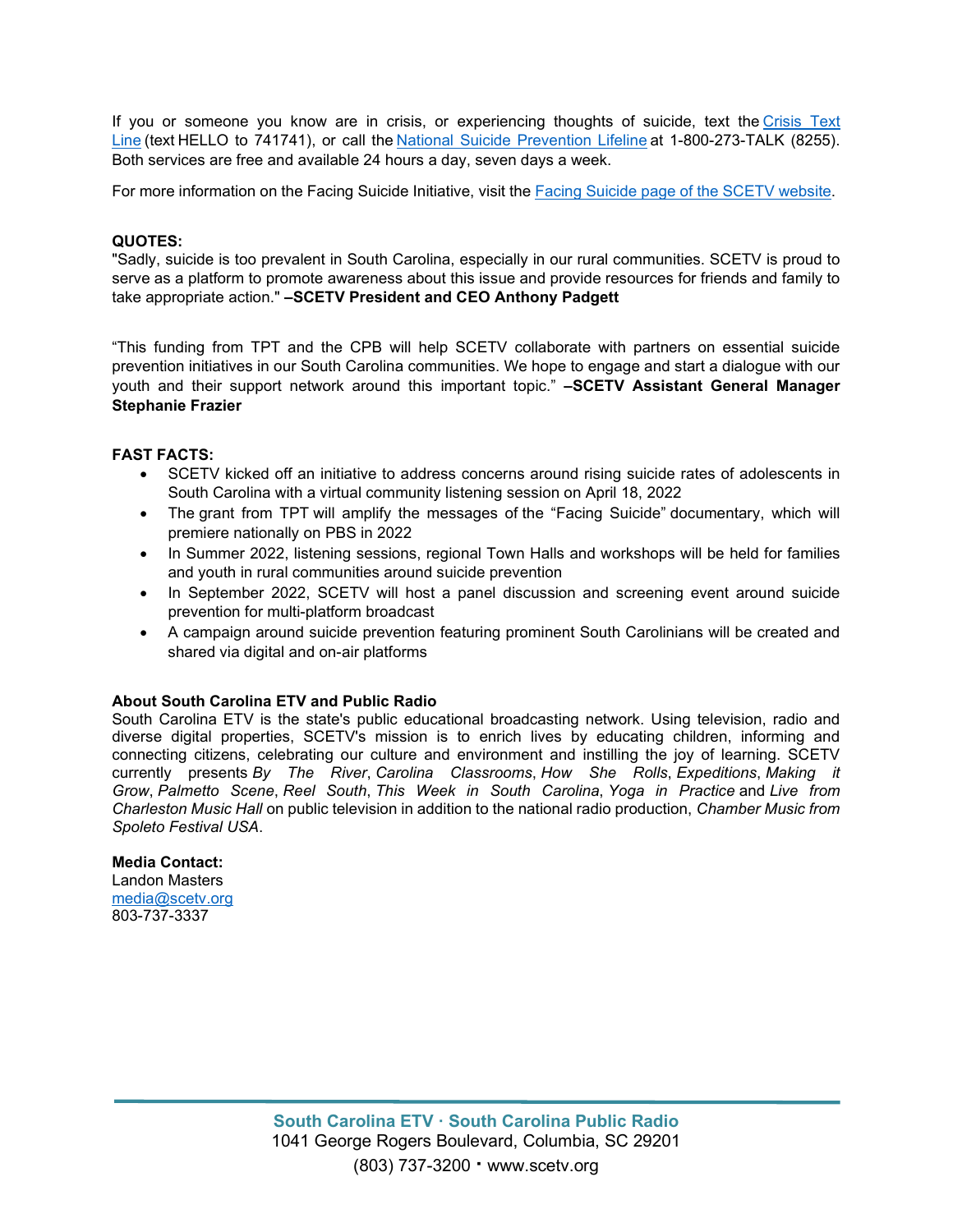If you or someone you know are in crisis, or experiencing thoughts of suicide, text the Crisis Text Line (text HELLO to 741741), or call the National Suicide Prevention Lifeline at 1-800-273-TALK (8255). Both services are free and available 24 hours a day, seven days a week.

For more information on the Facing Suicide Initiative, visit the Facing Suicide page of the SCETV website.

**QUOTES:**

"Sadly, suicide is too prevalent in South Carolina, especially in our rural communities. SCETV is proud to serve as a platform to promote awareness about this issue and provide resources for friends and family to take appropriate action." **–SCETV President and CEO Anthony Padgett**

“This funding from TPT and the CPB will help SCETV collaborate with partners on essential suicide prevention initiatives in our South Carolina communities. We hope to engage and start a dialogue with our youth and their support network around this important topic.” **–SCETV Assistant General Manager Stephanie Frazier**

**FAST FACTS:**

- SCETV kicked off an initiative to address concerns around rising suicide rates of adolescents in South Carolina with a virtual community listening session on April 18, 2022
- The grant from TPT will amplify the messages of the “Facing Suicide” documentary, which will premiere nationally on PBS in 2022
- In Summer 2022, listening sessions, regional Town Halls and workshops will be held for families and youth in rural communities around suicide prevention
- In September 2022, SCETV will host a panel discussion and screening event around suicide prevention for multi-platform broadcast
- A campaign around suicide prevention featuring prominent South Carolinians will be created and shared via digital and on-air platforms

**About South Carolina ETV and Public Radio**

South Carolina ETV is the state's public educational broadcasting network. Using television, radio and diverse digital properties, SCETV's mission is to enrich lives by educating children, informing and connecting citizens, celebrating our culture and environment and instilling the joy of learning. SCETV currently presents *By The River*, *Carolina Classrooms*, *How She Rolls*, *Expeditions*, *Making it Grow*, *Palmetto Scene*, *Reel South*, *This Week in South Carolina*, *Yoga in Practice* and *Live from Charleston Music Hall* on public television in addition to the national radio production, *Chamber Music from Spoleto Festival USA*.

**Media Contact:**
Landon Masters
media@scetv.org
803-737-3337

**South Carolina ETV · South Carolina Public Radio**
1041 George Rogers Boulevard, Columbia, SC 29201
(803) 737-3200 · www.scetv.org